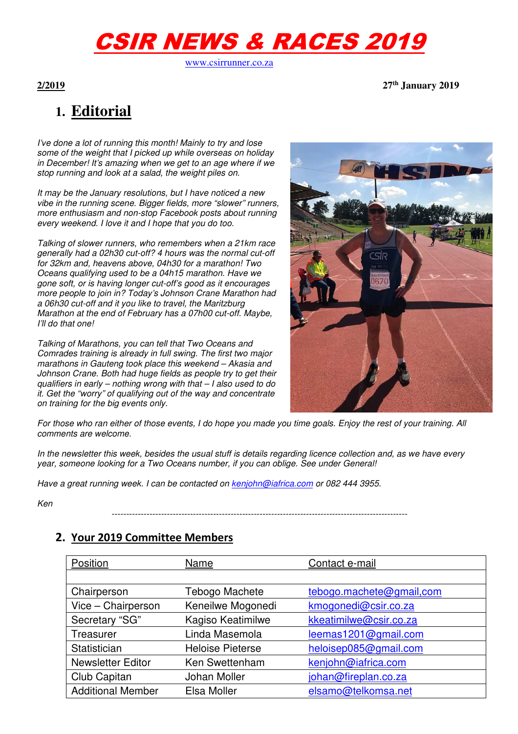# CSIR NEWS & RACES 2019

www.csirrunner.co.za

**2/2019** **27th January 2019**

## 1. Editorial

*I've done a lot of running this month! Mainly to try and lose some of the weight that I picked up while overseas on holiday in December! It's amazing when we get to an age where if we stop running and look at a salad, the weight piles on.*

*It may be the January resolutions, but I have noticed a new vibe in the running scene. Bigger fields, more "slower" runners, more enthusiasm and non-stop Facebook posts about running every weekend. I love it and I hope that you do too.*

*Talking of slower runners, who remembers when a 21km race generally had a 02h30 cut-off? 4 hours was the normal cut-off for 32km and, heavens above, 04h30 for a marathon! Two Oceans qualifying used to be a 04h15 marathon. Have we gone soft, or is having longer cut-off's good as it encourages more people to join in? Today's Johnson Crane Marathon had a 06h30 cut-off and it you like to travel, the Maritzburg Marathon at the end of February has a 07h00 cut-off. Maybe, I'll do that one!*

*Talking of Marathons, you can tell that Two Oceans and Comrades training is already in full swing. The first two major marathons in Gauteng took place this weekend – Akasia and Johnson Crane. Both had huge fields as people try to get their qualifiers in early – nothing wrong with that – I also used to do it. Get the "worry" of qualifying out of the way and concentrate on training for the big events only.*

*For those who ran either of those events, I do hope you made you time goals. Enjoy the rest of your training. All comments are welcome.*

*In the newsletter this week, besides the usual stuff is details regarding licence collection and, as we have every year, someone looking for a Two Oceans number, if you can oblige. See under General!*

*Have a great running week. I can be contacted on kenjohn@iafrica.com or 082 444 3955.*

*Ken*

---

## 2. Your 2019 Committee Members

| Position | Name | Contact e-mail |
|---|---|---|
| | | |
| Chairperson | Tebogo Machete | tebogo.machete@gmail,com |
| Vice – Chairperson | Keneilwe Mogonedi | kmogonedi@csir.co.za |
| Secretary "SG" | Kagiso Keatimilwe | kkeatimilwe@csir.co.za |
| Treasurer | Linda Masemola | leemas1201@gmail.com |
| Statistician | Heloise Pieterse | heloisep085@gmail.com |
| Newsletter Editor | Ken Swettenham | kenjohn@iafrica.com |
| Club Capitan | Johan Moller | johan@fireplan.co.za |
| Additional Member | Elsa Moller | elsamo@telkomsa.net |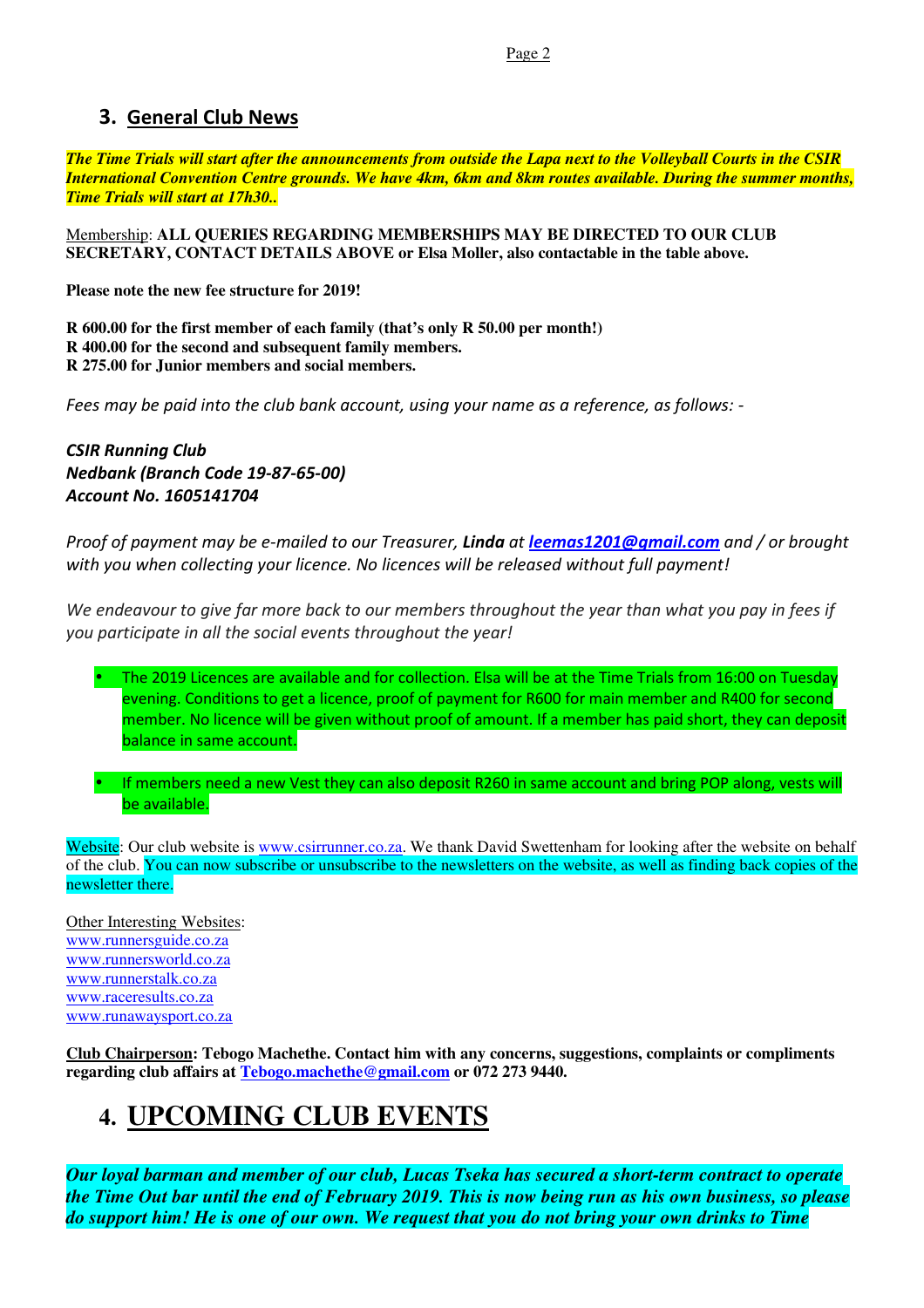## 3. General Club News

***The Time Trials will start after the announcements from outside the Lapa next to the Volleyball Courts in the CSIR International Convention Centre grounds. We have 4km, 6km and 8km routes available. During the summer months, Time Trials will start at 17h30..***

Membership: **ALL QUERIES REGARDING MEMBERSHIPS MAY BE DIRECTED TO OUR CLUB SECRETARY, CONTACT DETAILS ABOVE or Elsa Moller, also contactable in the table above.**

**Please note the new fee structure for 2019!**

**R 600.00 for the first member of each family (that's only R 50.00 per month!)**
**R 400.00 for the second and subsequent family members.**
**R 275.00 for Junior members and social members.**

*Fees may be paid into the club bank account, using your name as a reference, as follows: -*

***CSIR Running Club***
***Nedbank (Branch Code 19-87-65-00)***
***Account No. 1605141704***

*Proof of payment may be e-mailed to our Treasurer, **Linda** at **leemas1201@gmail.com** and / or brought with you when collecting your licence. No licences will be released without full payment!*

*We endeavour to give far more back to our members throughout the year than what you pay in fees if you participate in all the social events throughout the year!*

- The 2019 Licences are available and for collection. Elsa will be at the Time Trials from 16:00 on Tuesday evening. Conditions to get a licence, proof of payment for R600 for main member and R400 for second member. No licence will be given without proof of amount. If a member has paid short, they can deposit balance in same account.

- If members need a new Vest they can also deposit R260 in same account and bring POP along, vests will be available.

Website: Our club website is www.csirrunner.co.za. We thank David Swettenham for looking after the website on behalf of the club. You can now subscribe or unsubscribe to the newsletters on the website, as well as finding back copies of the newsletter there.

Other Interesting Websites:
www.runnersguide.co.za
www.runnersworld.co.za
www.runnerstalk.co.za
www.raceresults.co.za
www.runawaysport.co.za

**Club Chairperson: Tebogo Machethe. Contact him with any concerns, suggestions, complaints or compliments regarding club affairs at Tebogo.machethe@gmail.com or 072 273 9440.**

# 4. UPCOMING CLUB EVENTS

***Our loyal barman and member of our club, Lucas Tseka has secured a short-term contract to operate the Time Out bar until the end of February 2019. This is now being run as his own business, so please do support him! He is one of our own. We request that you do not bring your own drinks to Time***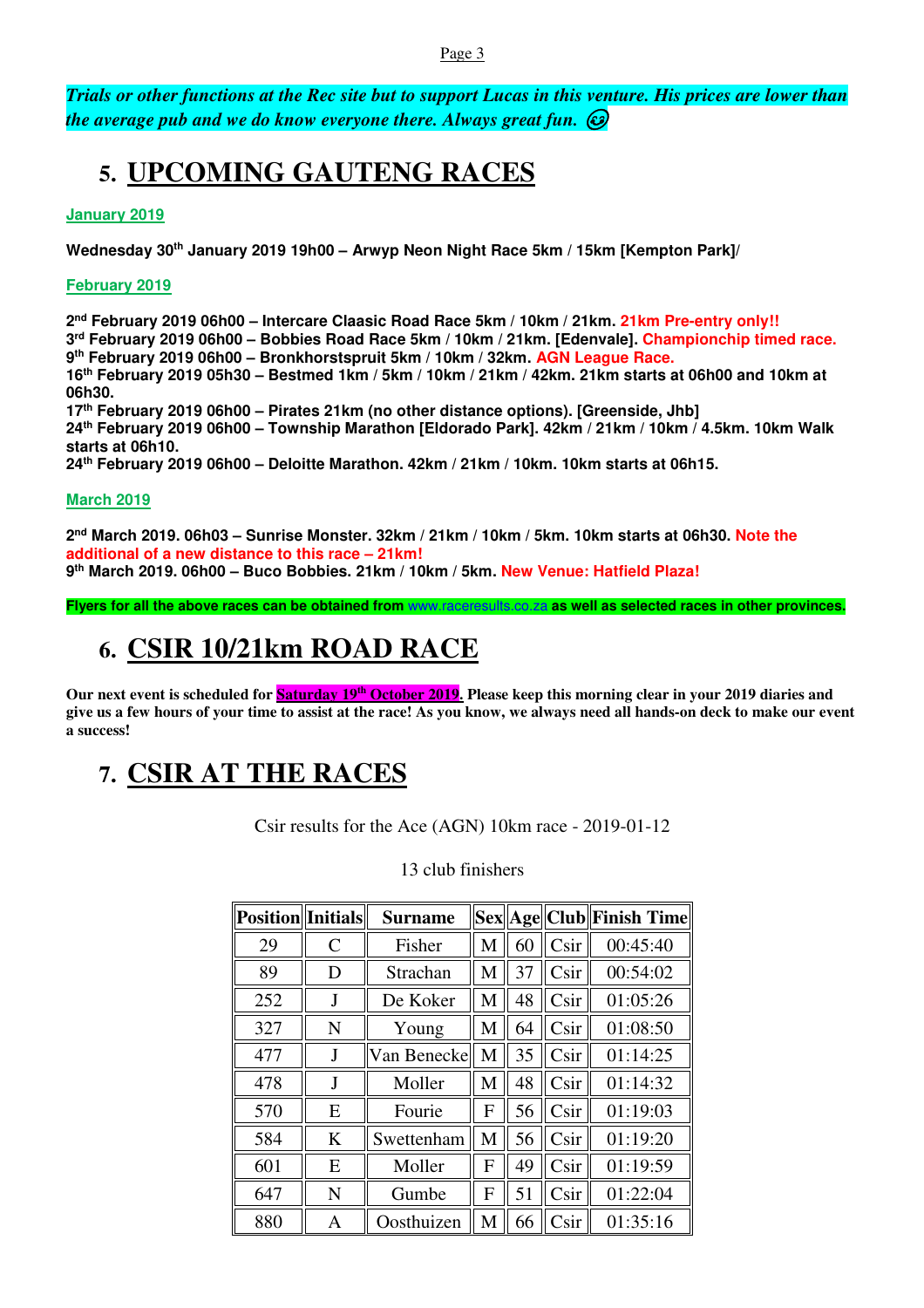*Trials or other functions at the Rec site but to support Lucas in this venture. His prices are lower than the average pub and we do know everyone there. Always great fun. 😊*

## 5. UPCOMING GAUTENG RACES

**January 2019**

**Wednesday 30th January 2019 19h00 – Arwyp Neon Night Race 5km / 15km [Kempton Park]/**

**February 2019**

**2nd February 2019 06h00 – Intercare Claasic Road Race 5km / 10km / 21km. 21km Pre-entry only!!**
**3rd February 2019 06h00 – Bobbies Road Race 5km / 10km / 21km. [Edenvale]. Championchip timed race.**
**9th February 2019 06h00 – Bronkhorstspruit 5km / 10km / 32km. AGN League Race.**
**16th February 2019 05h30 – Bestmed 1km / 5km / 10km / 21km / 42km. 21km starts at 06h00 and 10km at 06h30.**
**17th February 2019 06h00 – Pirates 21km (no other distance options). [Greenside, Jhb]**
**24th February 2019 06h00 – Township Marathon [Eldorado Park]. 42km / 21km / 10km / 4.5km. 10km Walk starts at 06h10.**
**24th February 2019 06h00 – Deloitte Marathon. 42km / 21km / 10km. 10km starts at 06h15.**

**March 2019**

**2nd March 2019. 06h03 – Sunrise Monster. 32km / 21km / 10km / 5km. 10km starts at 06h30. Note the additional of a new distance to this race – 21km!**
**9th March 2019. 06h00 – Buco Bobbies. 21km / 10km / 5km. New Venue: Hatfield Plaza!**

**Flyers for all the above races can be obtained from www.raceresults.co.za as well as selected races in other provinces.**

## 6. CSIR 10/21km ROAD RACE

**Our next event is scheduled for Saturday 19th October 2019. Please keep this morning clear in your 2019 diaries and give us a few hours of your time to assist at the race! As you know, we always need all hands-on deck to make our event a success!**

## 7. CSIR AT THE RACES

Csir results for the Ace (AGN) 10km race - 2019-01-12

13 club finishers

| Position | Initials | Surname | Sex | Age | Club | Finish Time |
|---|---|---|---|---|---|---|
| 29 | C | Fisher | M | 60 | Csir | 00:45:40 |
| 89 | D | Strachan | M | 37 | Csir | 00:54:02 |
| 252 | J | De Koker | M | 48 | Csir | 01:05:26 |
| 327 | N | Young | M | 64 | Csir | 01:08:50 |
| 477 | J | Van Benecke | M | 35 | Csir | 01:14:25 |
| 478 | J | Moller | M | 48 | Csir | 01:14:32 |
| 570 | E | Fourie | F | 56 | Csir | 01:19:03 |
| 584 | K | Swettenham | M | 56 | Csir | 01:19:20 |
| 601 | E | Moller | F | 49 | Csir | 01:19:59 |
| 647 | N | Gumbe | F | 51 | Csir | 01:22:04 |
| 880 | A | Oosthuizen | M | 66 | Csir | 01:35:16 |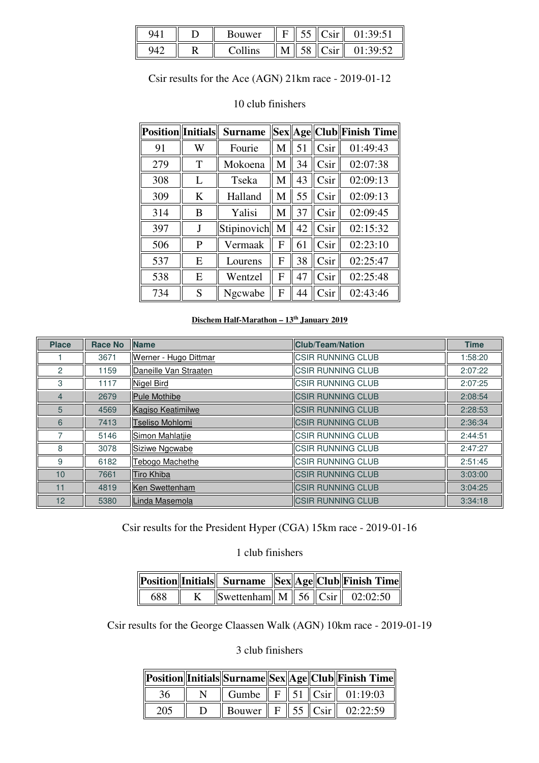| 941 | D | Bouwer | F | 55 | Csir | 01:39:51 |
|---|---|---|---|---|---|---|
| 942 | R | Collins | M | 58 | Csir | 01:39:52 |

Csir results for the Ace (AGN) 21km race - 2019-01-12

10 club finishers

| Position | Initials | Surname | Sex | Age | Club | Finish Time |
|---|---|---|---|---|---|---|
| 91 | W | Fourie | M | 51 | Csir | 01:49:43 |
| 279 | T | Mokoena | M | 34 | Csir | 02:07:38 |
| 308 | L | Tseka | M | 43 | Csir | 02:09:13 |
| 309 | K | Halland | M | 55 | Csir | 02:09:13 |
| 314 | B | Yalisi | M | 37 | Csir | 02:09:45 |
| 397 | J | Stipinovich | M | 42 | Csir | 02:15:32 |
| 506 | P | Vermaak | F | 61 | Csir | 02:23:10 |
| 537 | E | Lourens | F | 38 | Csir | 02:25:47 |
| 538 | E | Wentzel | F | 47 | Csir | 02:25:48 |
| 734 | S | Ngcwabe | F | 44 | Csir | 02:43:46 |

**Dischem Half-Marathon – 13th January 2019**

| Place | Race No | Name | Club/Team/Nation | Time |
|---|---|---|---|---|
| 1 | 3671 | Werner - Hugo Dittmar | CSIR RUNNING CLUB | 1:58:20 |
| 2 | 1159 | Daneille Van Straaten | CSIR RUNNING CLUB | 2:07:22 |
| 3 | 1117 | Nigel Bird | CSIR RUNNING CLUB | 2:07:25 |
| 4 | 2679 | Pule Mothibe | CSIR RUNNING CLUB | 2:08:54 |
| 5 | 4569 | Kagiso Keatimilwe | CSIR RUNNING CLUB | 2:28:53 |
| 6 | 7413 | Tseliso Mohlomi | CSIR RUNNING CLUB | 2:36:34 |
| 7 | 5146 | Simon Mahlatjie | CSIR RUNNING CLUB | 2:44:51 |
| 8 | 3078 | Siziwe Ngcwabe | CSIR RUNNING CLUB | 2:47:27 |
| 9 | 6182 | Tebogo Machethe | CSIR RUNNING CLUB | 2:51:45 |
| 10 | 7661 | Tiro Khiba | CSIR RUNNING CLUB | 3:03:00 |
| 11 | 4819 | Ken Swettenham | CSIR RUNNING CLUB | 3:04:25 |
| 12 | 5380 | Linda Masemola | CSIR RUNNING CLUB | 3:34:18 |

Csir results for the President Hyper (CGA) 15km race - 2019-01-16

1 club finishers

| Position | Initials | Surname | Sex | Age | Club | Finish Time |
|---|---|---|---|---|---|---|
| 688 | K | Swettenham | M | 56 | Csir | 02:02:50 |

Csir results for the George Claassen Walk (AGN) 10km race - 2019-01-19

3 club finishers

| Position | Initials | Surname | Sex | Age | Club | Finish Time |
|---|---|---|---|---|---|---|
| 36 | N | Gumbe | F | 51 | Csir | 01:19:03 |
| 205 | D | Bouwer | F | 55 | Csir | 02:22:59 |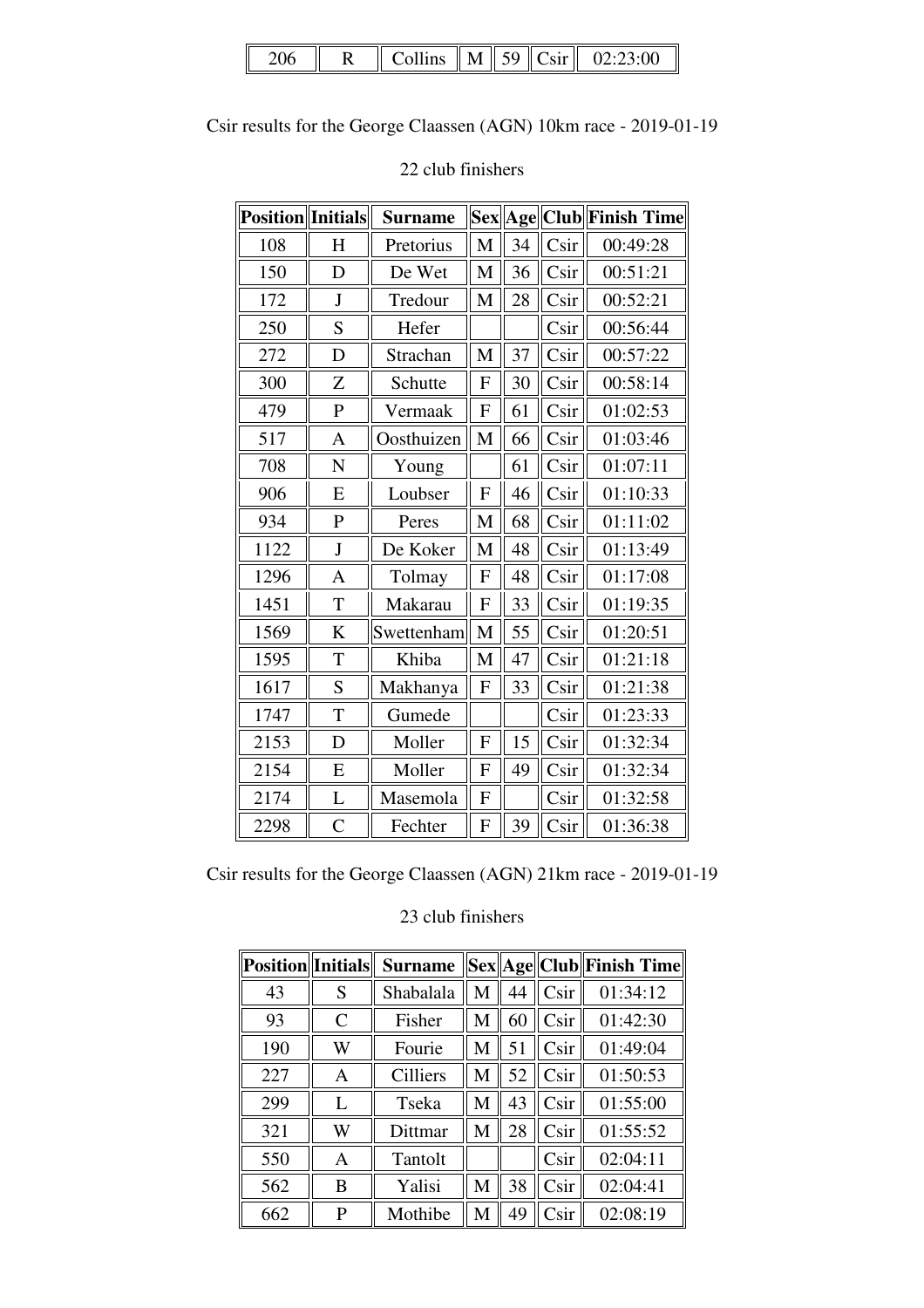| 206 | R | Collins | M | 59 | Csir | 02:23:00 |
|---|---|---|---|---|---|---|

Csir results for the George Claassen (AGN) 10km race - 2019-01-19

22 club finishers

| Position | Initials | Surname | Sex | Age | Club | Finish Time |
|---|---|---|---|---|---|---|
| 108 | H | Pretorius | M | 34 | Csir | 00:49:28 |
| 150 | D | De Wet | M | 36 | Csir | 00:51:21 |
| 172 | J | Tredour | M | 28 | Csir | 00:52:21 |
| 250 | S | Hefer | | | Csir | 00:56:44 |
| 272 | D | Strachan | M | 37 | Csir | 00:57:22 |
| 300 | Z | Schutte | F | 30 | Csir | 00:58:14 |
| 479 | P | Vermaak | F | 61 | Csir | 01:02:53 |
| 517 | A | Oosthuizen | M | 66 | Csir | 01:03:46 |
| 708 | N | Young | | 61 | Csir | 01:07:11 |
| 906 | E | Loubser | F | 46 | Csir | 01:10:33 |
| 934 | P | Peres | M | 68 | Csir | 01:11:02 |
| 1122 | J | De Koker | M | 48 | Csir | 01:13:49 |
| 1296 | A | Tolmay | F | 48 | Csir | 01:17:08 |
| 1451 | T | Makarau | F | 33 | Csir | 01:19:35 |
| 1569 | K | Swettenham | M | 55 | Csir | 01:20:51 |
| 1595 | T | Khiba | M | 47 | Csir | 01:21:18 |
| 1617 | S | Makhanya | F | 33 | Csir | 01:21:38 |
| 1747 | T | Gumede | | | Csir | 01:23:33 |
| 2153 | D | Moller | F | 15 | Csir | 01:32:34 |
| 2154 | E | Moller | F | 49 | Csir | 01:32:34 |
| 2174 | L | Masemola | F | | Csir | 01:32:58 |
| 2298 | C | Fechter | F | 39 | Csir | 01:36:38 |

Csir results for the George Claassen (AGN) 21km race - 2019-01-19

23 club finishers

| Position | Initials | Surname | Sex | Age | Club | Finish Time |
|---|---|---|---|---|---|---|
| 43 | S | Shabalala | M | 44 | Csir | 01:34:12 |
| 93 | C | Fisher | M | 60 | Csir | 01:42:30 |
| 190 | W | Fourie | M | 51 | Csir | 01:49:04 |
| 227 | A | Cilliers | M | 52 | Csir | 01:50:53 |
| 299 | L | Tseka | M | 43 | Csir | 01:55:00 |
| 321 | W | Dittmar | M | 28 | Csir | 01:55:52 |
| 550 | A | Tantolt | | | Csir | 02:04:11 |
| 562 | B | Yalisi | M | 38 | Csir | 02:04:41 |
| 662 | P | Mothibe | M | 49 | Csir | 02:08:19 |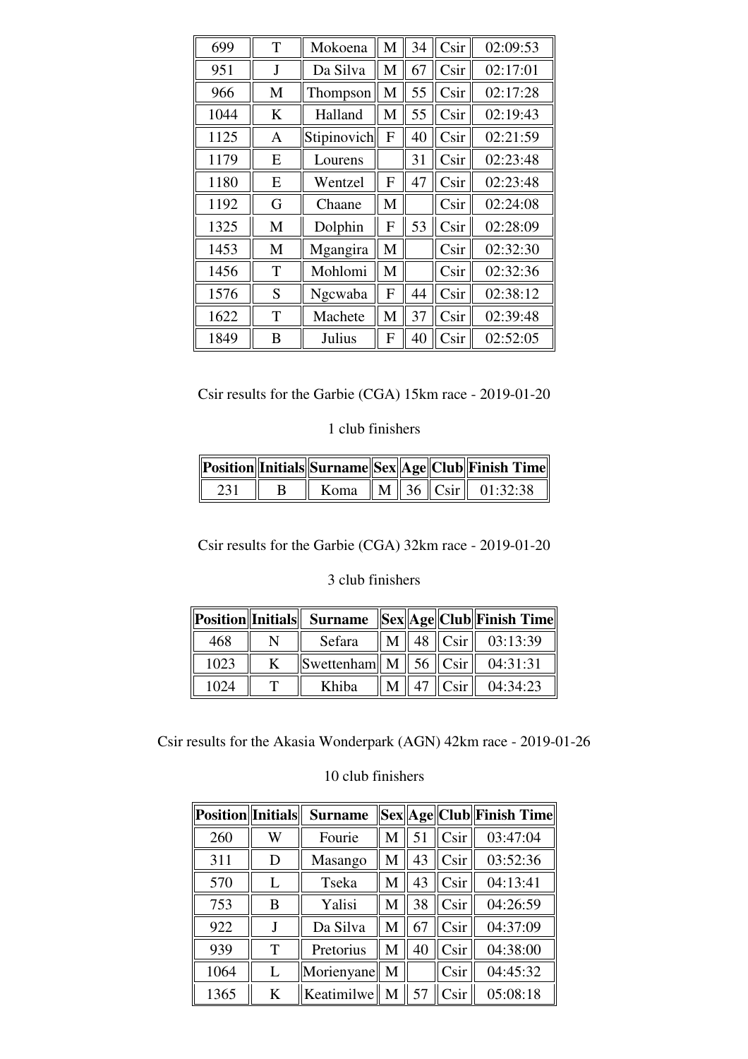| 699 | T | Mokoena | M | 34 | Csir | 02:09:53 |
|---|---|---|---|---|---|---|
| 951 | J | Da Silva | M | 67 | Csir | 02:17:01 |
| 966 | M | Thompson | M | 55 | Csir | 02:17:28 |
| 1044 | K | Halland | M | 55 | Csir | 02:19:43 |
| 1125 | A | Stipinovich | F | 40 | Csir | 02:21:59 |
| 1179 | E | Lourens | | 31 | Csir | 02:23:48 |
| 1180 | E | Wentzel | F | 47 | Csir | 02:23:48 |
| 1192 | G | Chaane | M | | Csir | 02:24:08 |
| 1325 | M | Dolphin | F | 53 | Csir | 02:28:09 |
| 1453 | M | Mgangira | M | | Csir | 02:32:30 |
| 1456 | T | Mohlomi | M | | Csir | 02:32:36 |
| 1576 | S | Ngcwaba | F | 44 | Csir | 02:38:12 |
| 1622 | T | Machete | M | 37 | Csir | 02:39:48 |
| 1849 | B | Julius | F | 40 | Csir | 02:52:05 |

Csir results for the Garbie (CGA) 15km race - 2019-01-20

1 club finishers

| Position | Initials | Surname | Sex | Age | Club | Finish Time |
|---|---|---|---|---|---|---|
| 231 | B | Koma | M | 36 | Csir | 01:32:38 |

Csir results for the Garbie (CGA) 32km race - 2019-01-20

3 club finishers

| Position | Initials | Surname | Sex | Age | Club | Finish Time |
|---|---|---|---|---|---|---|
| 468 | N | Sefara | M | 48 | Csir | 03:13:39 |
| 1023 | K | Swettenham | M | 56 | Csir | 04:31:31 |
| 1024 | T | Khiba | M | 47 | Csir | 04:34:23 |

Csir results for the Akasia Wonderpark (AGN) 42km race - 2019-01-26

10 club finishers

| Position | Initials | Surname | Sex | Age | Club | Finish Time |
|---|---|---|---|---|---|---|
| 260 | W | Fourie | M | 51 | Csir | 03:47:04 |
| 311 | D | Masango | M | 43 | Csir | 03:52:36 |
| 570 | L | Tseka | M | 43 | Csir | 04:13:41 |
| 753 | B | Yalisi | M | 38 | Csir | 04:26:59 |
| 922 | J | Da Silva | M | 67 | Csir | 04:37:09 |
| 939 | T | Pretorius | M | 40 | Csir | 04:38:00 |
| 1064 | L | Morienyane | M | | Csir | 04:45:32 |
| 1365 | K | Keatimilwe | M | 57 | Csir | 05:08:18 |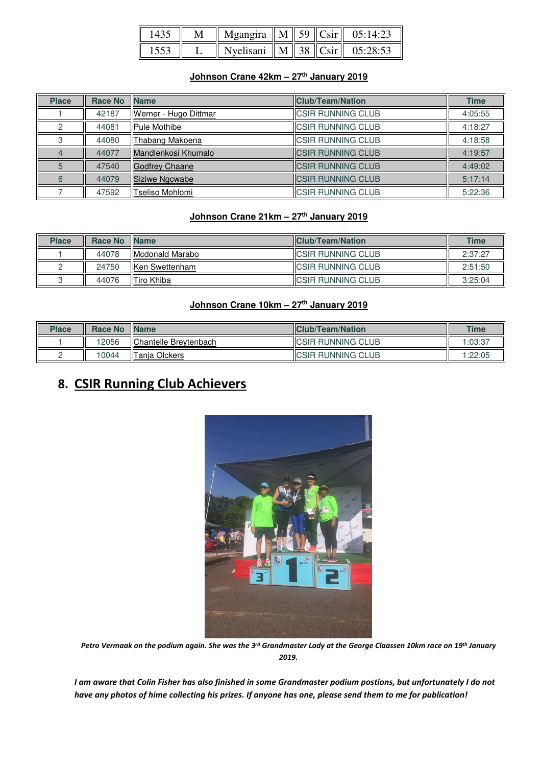| 1435 | M | Mgangira | M | 59 | Csir | 05:14:23 |
|---|---|---|---|---|---|---|
| 1553 | L | Nyelisani | M | 38 | Csir | 05:28:53 |

**Johnson Crane 42km – 27th January 2019**

| Place | Race No | Name | Club/Team/Nation | Time |
|---|---|---|---|---|
| 1 | 42187 | Werner - Hugo Dittmar | CSIR RUNNING CLUB | 4:05:55 |
| 2 | 44081 | Pule Mothibe | CSIR RUNNING CLUB | 4:18:27 |
| 3 | 44080 | Thabang Makoena | CSIR RUNNING CLUB | 4:18:58 |
| 4 | 44077 | Mandlenkosi Khumalo | CSIR RUNNING CLUB | 4:19:57 |
| 5 | 47540 | Godfrey Chaane | CSIR RUNNING CLUB | 4:49:02 |
| 6 | 44079 | Siziwe Ngcwabe | CSIR RUNNING CLUB | 5:17:14 |
| 7 | 47592 | Tseliso Mohlomi | CSIR RUNNING CLUB | 5:22:36 |

**Johnson Crane 21km – 27th January 2019**

| Place | Race No | Name | Club/Team/Nation | Time |
|---|---|---|---|---|
| 1 | 44078 | Mcdonald Marabo | CSIR RUNNING CLUB | 2:37:27 |
| 2 | 24750 | Ken Swettenham | CSIR RUNNING CLUB | 2:51:50 |
| 3 | 44076 | Tiro Khiba | CSIR RUNNING CLUB | 3:25:04 |

**Johnson Crane 10km – 27th January 2019**

| Place | Race No | Name | Club/Team/Nation | Time |
|---|---|---|---|---|
| 1 | 12056 | Chantelle Breytenbach | CSIR RUNNING CLUB | 1:03:37 |
| 2 | 10044 | Tanja Olckers | CSIR RUNNING CLUB | 1:22:05 |

## 8. CSIR Running Club Achievers

*Petro Vermaak on the podium again. She was the 3rd Grandmaster Lady at the George Claassen 10km race on 19th January 2019.*

*I am aware that Colin Fisher has also finished in some Grandmaster podium postions, but unfortunately I do not have any photos of hime collecting his prizes. If anyone has one, please send them to me for publication!*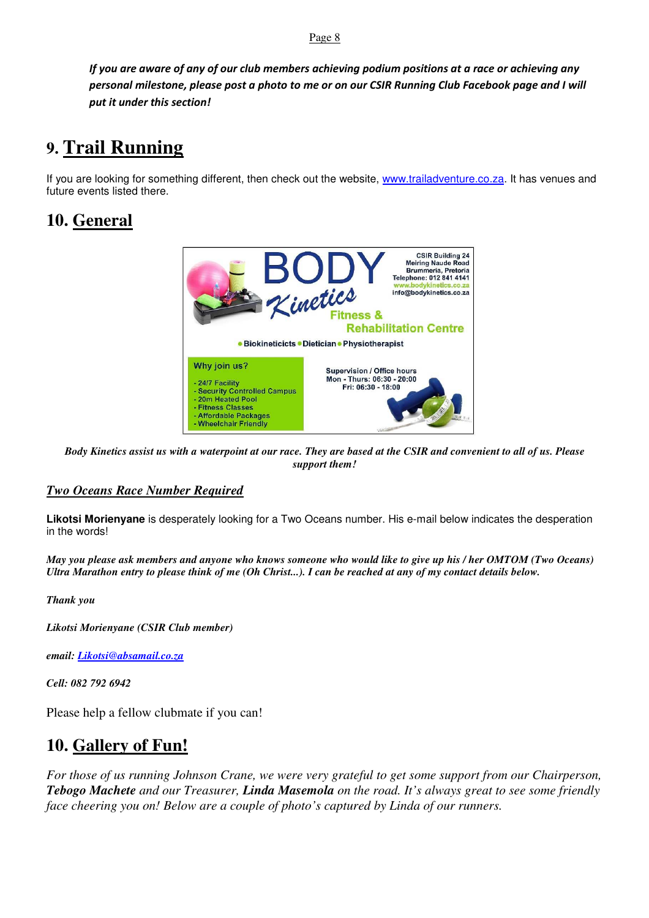***If you are aware of any of our club members achieving podium positions at a race or achieving any personal milestone, please post a photo to me or on our CSIR Running Club Facebook page and I will put it under this section!***

# 9. Trail Running

If you are looking for something different, then check out the website, www.trailadventure.co.za. It has venues and future events listed there.

# 10. General

**BODY Kinetics**
**Fitness & Rehabilitation Centre**

CSIR Building 24
Meiring Naude Road
Brummeria, Pretoria
Telephone: 012 841 4141
www.bodykinetics.co.za
info@bodykinetics.co.za

• Biokineticicts • Dietician • Physiotherapist

**Why join us?**
- 24/7 Facility
- Security Controlled Campus
- 20m Heated Pool
- Fitness Classes
- Affordable Packages
- Wheelchair Friendly

Supervision / Office hours
Mon - Thurs: 06:30 - 20:00
Fri: 06:30 - 18:00

***Body Kinetics assist us with a waterpoint at our race. They are based at the CSIR and convenient to all of us. Please support them!***

## *Two Oceans Race Number Required*

**Likotsi Morienyane** is desperately looking for a Two Oceans number. His e-mail below indicates the desperation in the words!

***May you please ask members and anyone who knows someone who would like to give up his / her OMTOM (Two Oceans) Ultra Marathon entry to please think of me (Oh Christ...). I can be reached at any of my contact details below.***

***Thank you***

***Likotsi Morienyane (CSIR Club member)***

***email: Likotsi@absamail.co.za***

***Cell: 082 792 6942***

Please help a fellow clubmate if you can!

# 10. Gallery of Fun!

*For those of us running Johnson Crane, we were very grateful to get some support from our Chairperson, **Tebogo Machete** and our Treasurer, **Linda Masemola** on the road. It's always great to see some friendly face cheering you on! Below are a couple of photo's captured by Linda of our runners.*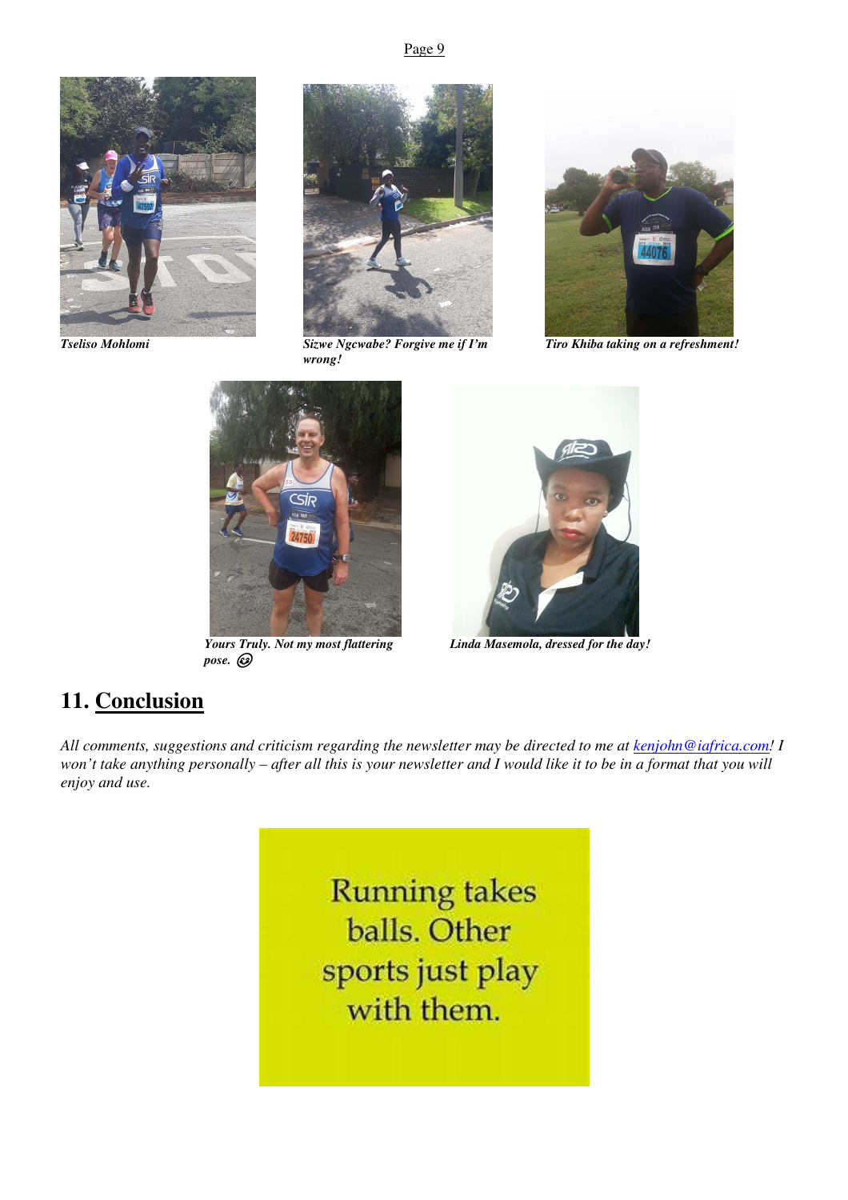*Tseliso Mohlomi*

*Sizwe Ngcwabe? Forgive me if I'm wrong!*

*Tiro Khiba taking on a refreshment!*

*Yours Truly. Not my most flattering pose.* 😉

*Linda Masemola, dressed for the day!*

## 11. Conclusion

*All comments, suggestions and criticism regarding the newsletter may be directed to me at kenjohn@iafrica.com! I won't take anything personally – after all this is your newsletter and I would like it to be in a format that you will enjoy and use.*

Running takes balls. Other sports just play with them.